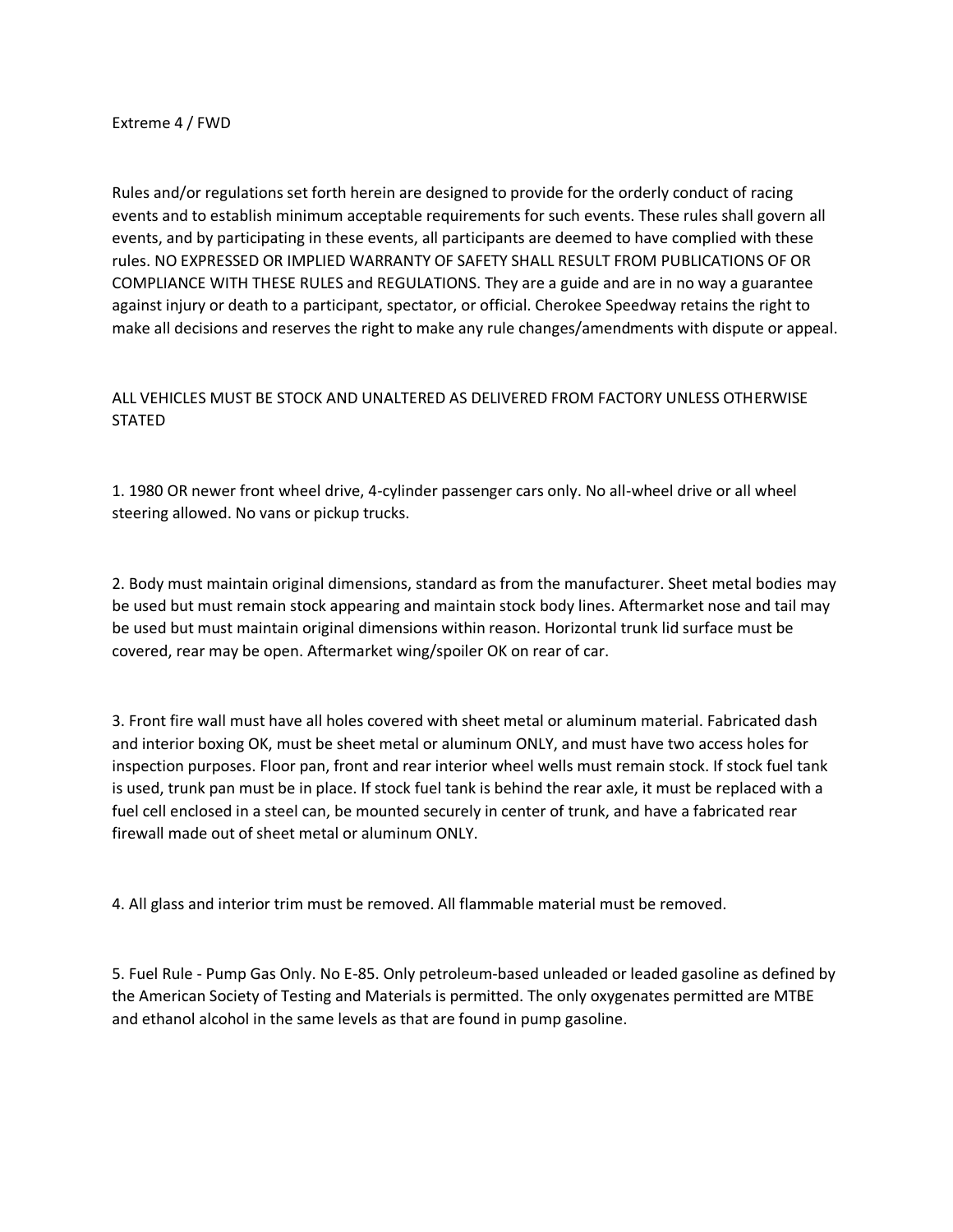# Extreme 4 / FWD

Rules and/or regulations set forth herein are designed to provide for the orderly conduct of racing events and to establish minimum acceptable requirements for such events. These rules shall govern all events, and by participating in these events, all participants are deemed to have complied with these rules. NO EXPRESSED OR IMPLIED WARRANTY OF SAFETY SHALL RESULT FROM PUBLICATIONS OF OR COMPLIANCE WITH THESE RULES and REGULATIONS. They are a guide and are in no way a guarantee against injury or death to a participant, spectator, or official. Cherokee Speedway retains the right to make all decisions and reserves the right to make any rule changes/amendments with dispute or appeal.

ALL VEHICLES MUST BE STOCK AND UNALTERED AS DELIVERED FROM FACTORY UNLESS OTHERWISE STATED

1. 1980 OR newer front wheel drive, 4-cylinder passenger cars only. No all-wheel drive or all wheel steering allowed. No vans or pickup trucks.

2. Body must maintain original dimensions, standard as from the manufacturer. Sheet metal bodies may be used but must remain stock appearing and maintain stock body lines. Aftermarket nose and tail may be used but must maintain original dimensions within reason. Horizontal trunk lid surface must be covered, rear may be open. Aftermarket wing/spoiler OK on rear of car.

3. Front fire wall must have all holes covered with sheet metal or aluminum material. Fabricated dash and interior boxing OK, must be sheet metal or aluminum ONLY, and must have two access holes for inspection purposes. Floor pan, front and rear interior wheel wells must remain stock. If stock fuel tank is used, trunk pan must be in place. If stock fuel tank is behind the rear axle, it must be replaced with a fuel cell enclosed in a steel can, be mounted securely in center of trunk, and have a fabricated rear firewall made out of sheet metal or aluminum ONLY.

4. All glass and interior trim must be removed. All flammable material must be removed.

5. Fuel Rule - Pump Gas Only. No E-85. Only petroleum-based unleaded or leaded gasoline as defined by the American Society of Testing and Materials is permitted. The only oxygenates permitted are MTBE and ethanol alcohol in the same levels as that are found in pump gasoline.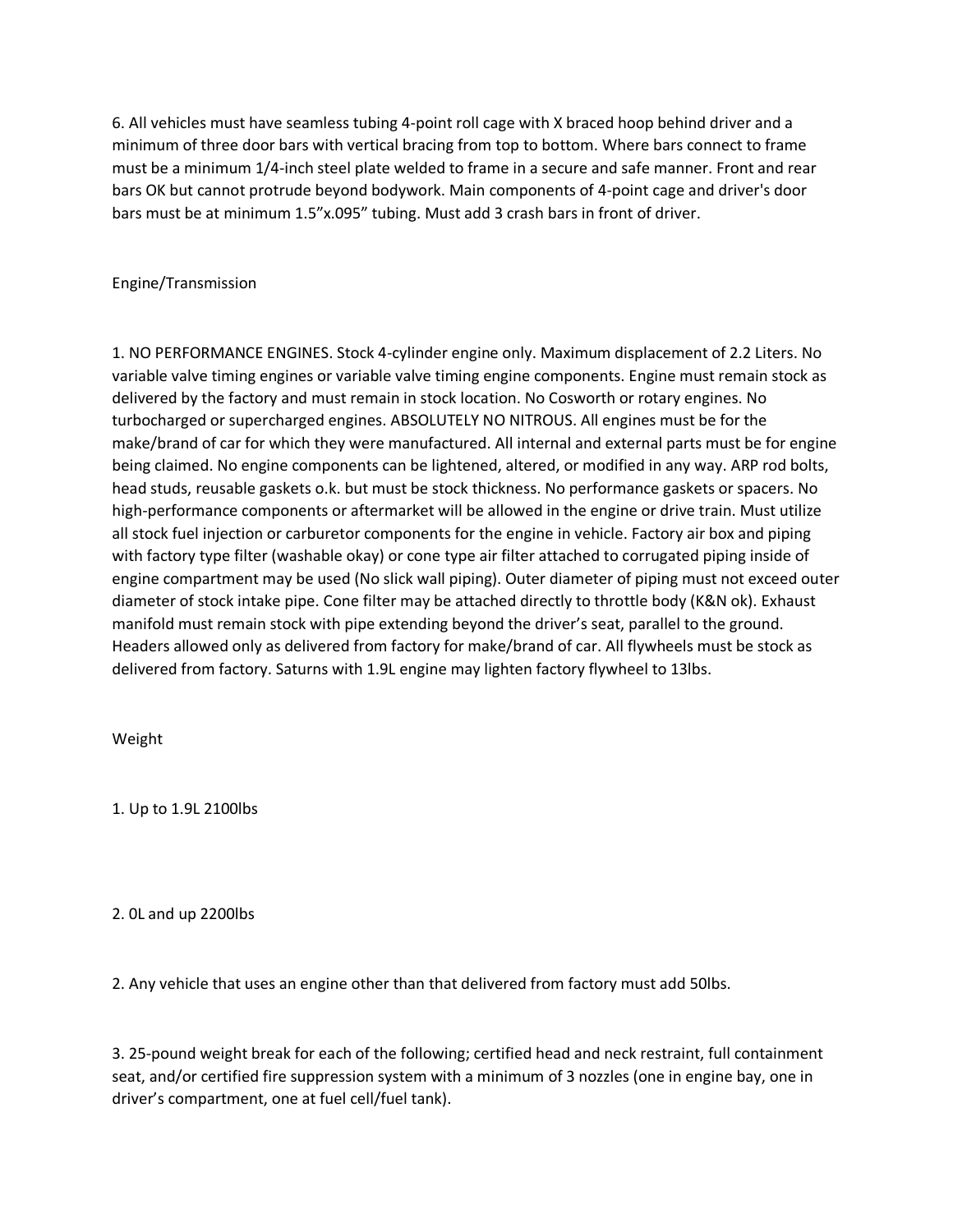6. All vehicles must have seamless tubing 4-point roll cage with X braced hoop behind driver and a minimum of three door bars with vertical bracing from top to bottom. Where bars connect to frame must be a minimum 1/4-inch steel plate welded to frame in a secure and safe manner. Front and rear bars OK but cannot protrude beyond bodywork. Main components of 4-point cage and driver's door bars must be at minimum 1.5"x.095" tubing. Must add 3 crash bars in front of driver.

## Engine/Transmission

1. NO PERFORMANCE ENGINES. Stock 4-cylinder engine only. Maximum displacement of 2.2 Liters. No variable valve timing engines or variable valve timing engine components. Engine must remain stock as delivered by the factory and must remain in stock location. No Cosworth or rotary engines. No turbocharged or supercharged engines. ABSOLUTELY NO NITROUS. All engines must be for the make/brand of car for which they were manufactured. All internal and external parts must be for engine being claimed. No engine components can be lightened, altered, or modified in any way. ARP rod bolts, head studs, reusable gaskets o.k. but must be stock thickness. No performance gaskets or spacers. No high-performance components or aftermarket will be allowed in the engine or drive train. Must utilize all stock fuel injection or carburetor components for the engine in vehicle. Factory air box and piping with factory type filter (washable okay) or cone type air filter attached to corrugated piping inside of engine compartment may be used (No slick wall piping). Outer diameter of piping must not exceed outer diameter of stock intake pipe. Cone filter may be attached directly to throttle body (K&N ok). Exhaust manifold must remain stock with pipe extending beyond the driver's seat, parallel to the ground. Headers allowed only as delivered from factory for make/brand of car. All flywheels must be stock as delivered from factory. Saturns with 1.9L engine may lighten factory flywheel to 13lbs.

## Weight

1. Up to 1.9L 2100lbs

2. 0L and up 2200lbs

2. Any vehicle that uses an engine other than that delivered from factory must add 50lbs.

3. 25-pound weight break for each of the following; certified head and neck restraint, full containment seat, and/or certified fire suppression system with a minimum of 3 nozzles (one in engine bay, one in driver's compartment, one at fuel cell/fuel tank).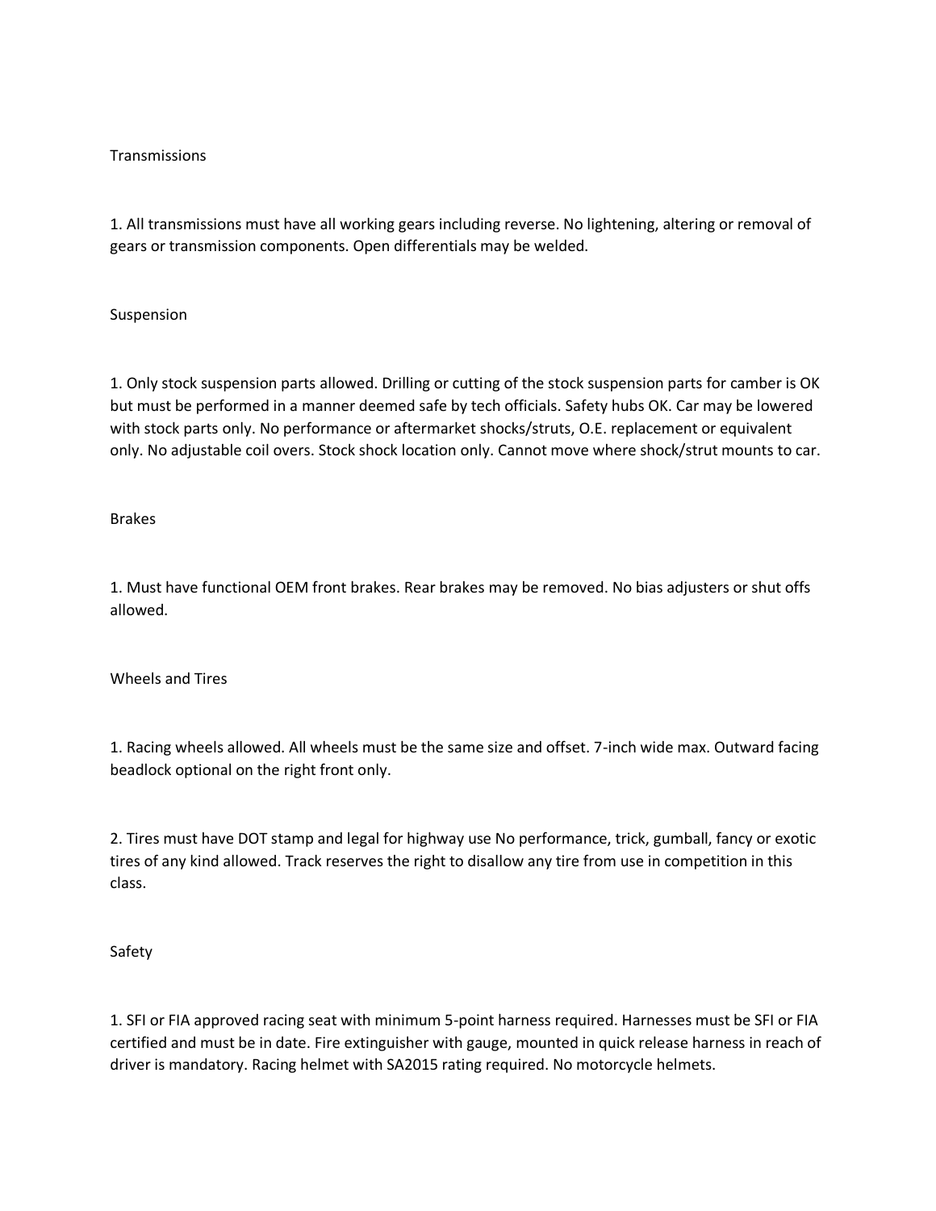## Transmissions

1. All transmissions must have all working gears including reverse. No lightening, altering or removal of gears or transmission components. Open differentials may be welded.

## Suspension

1. Only stock suspension parts allowed. Drilling or cutting of the stock suspension parts for camber is OK but must be performed in a manner deemed safe by tech officials. Safety hubs OK. Car may be lowered with stock parts only. No performance or aftermarket shocks/struts, O.E. replacement or equivalent only. No adjustable coil overs. Stock shock location only. Cannot move where shock/strut mounts to car.

## Brakes

1. Must have functional OEM front brakes. Rear brakes may be removed. No bias adjusters or shut offs allowed.

## Wheels and Tires

1. Racing wheels allowed. All wheels must be the same size and offset. 7-inch wide max. Outward facing beadlock optional on the right front only.

2. Tires must have DOT stamp and legal for highway use No performance, trick, gumball, fancy or exotic tires of any kind allowed. Track reserves the right to disallow any tire from use in competition in this class.

## Safety

1. SFI or FIA approved racing seat with minimum 5-point harness required. Harnesses must be SFI or FIA certified and must be in date. Fire extinguisher with gauge, mounted in quick release harness in reach of driver is mandatory. Racing helmet with SA2015 rating required. No motorcycle helmets.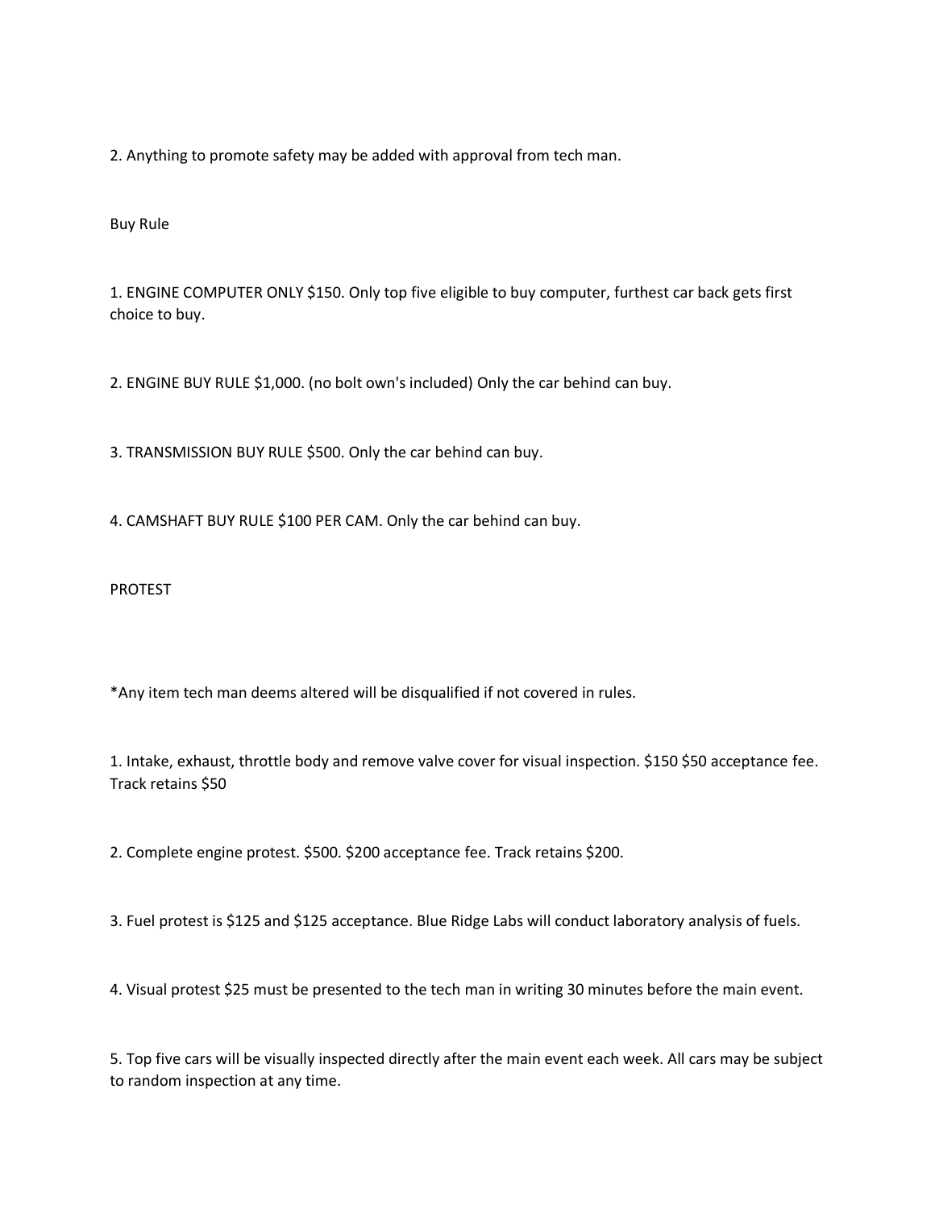2. Anything to promote safety may be added with approval from tech man.

## Buy Rule

1. ENGINE COMPUTER ONLY $150. Only top five eligible to buy computer, furthest car back gets first choice to buy.

2. ENGINE BUY RULE $1,000. (no bolt own's included) Only the car behind can buy.

3. TRANSMISSION BUY RULE $500. Only the car behind can buy.

4. CAMSHAFT BUY RULE $100 PER CAM. Only the car behind can buy.

## PROTEST

*Any item tech man deems altered will be disqualified if not covered in rules.

1. Intake, exhaust, throttle body and remove valve cover for visual inspection. $150 $50 acceptance fee. Track retains $50

2. Complete engine protest. $500. $200 acceptance fee. Track retains $200.

3. Fuel protest is $125 and $125 acceptance. Blue Ridge Labs will conduct laboratory analysis of fuels.

4. Visual protest $25 must be presented to the tech man in writing 30 minutes before the main event.

5. Top five cars will be visually inspected directly after the main event each week. All cars may be subject to random inspection at any time.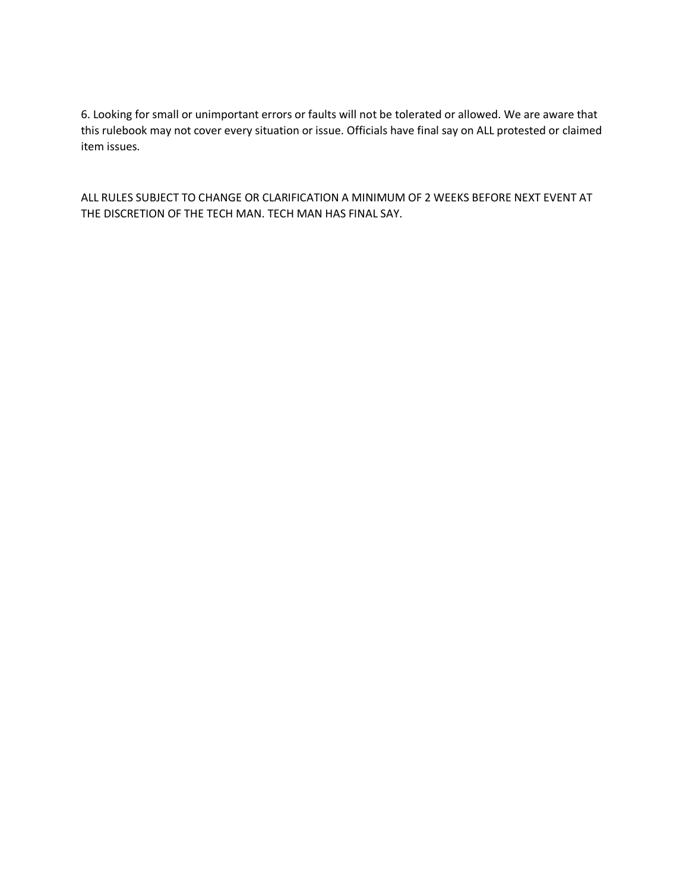6. Looking for small or unimportant errors or faults will not be tolerated or allowed. We are aware that this rulebook may not cover every situation or issue. Officials have final say on ALL protested or claimed item issues.

ALL RULES SUBJECT TO CHANGE OR CLARIFICATION A MINIMUM OF 2 WEEKS BEFORE NEXT EVENT AT THE DISCRETION OF THE TECH MAN. TECH MAN HAS FINAL SAY.